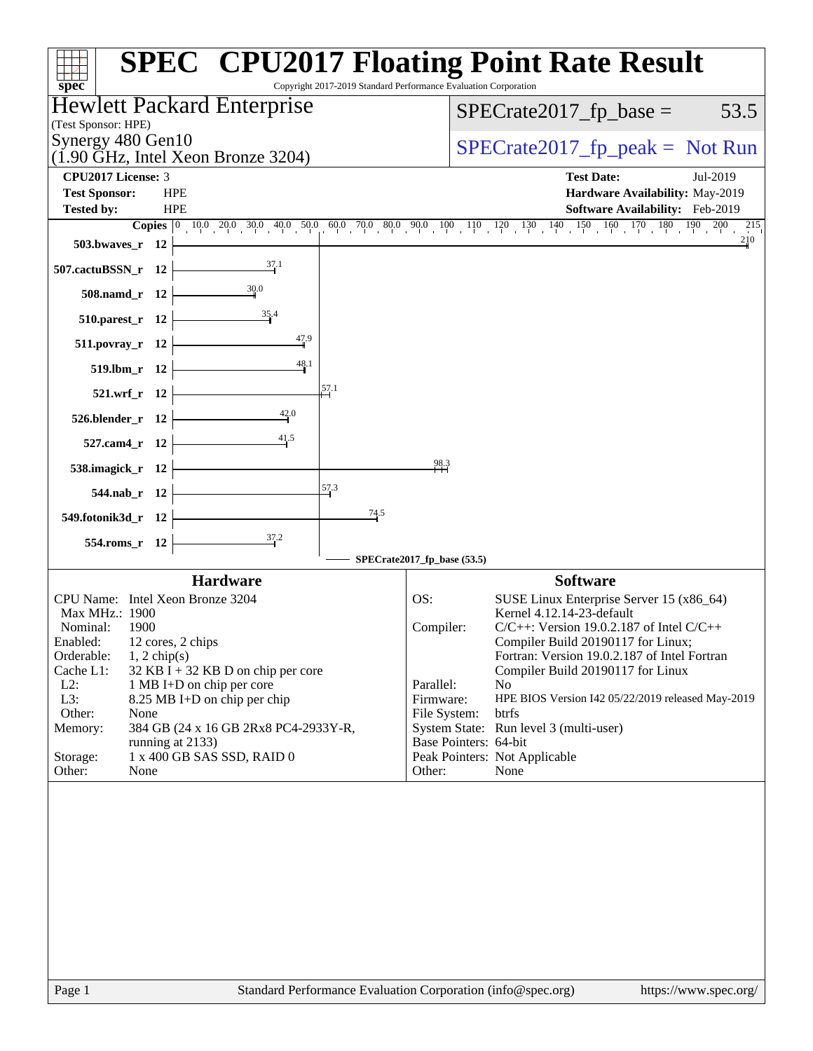# SPEC CPU2017 Floating Point Rate Result

Copyright 2017-2019 Standard Performance Evaluation Corporation

**Hewlett Packard Enterprise**
(Test Sponsor: HPE)

**Synergy 480 Gen10**
(1.90 GHz, Intel Xeon Bronze 3204)

SPECrate2017_fp_base = 53.5

SPECrate2017_fp_peak = Not Run

| | | | |
|---|---|---|---|
| **CPU2017 License:** | 3 | **Test Date:** | Jul-2019 |
| **Test Sponsor:** | HPE | **Hardware Availability:** | May-2019 |
| **Tested by:** | HPE | **Software Availability:** | Feb-2019 |

| Benchmark | Copies | Base Ratio |
|---|---|---|
| 503.bwaves_r | 12 | 210 |
| 507.cactuBSSN_r | 12 | 37.1 |
| 508.namd_r | 12 | 30.0 |
| 510.parest_r | 12 | 35.4 |
| 511.povray_r | 12 | 47.9 |
| 519.lbm_r | 12 | 48.1 |
| 521.wrf_r | 12 | 57.1 |
| 526.blender_r | 12 | 42.0 |
| 527.cam4_r | 12 | 41.5 |
| 538.imagick_r | 12 | 98.3 |
| 544.nab_r | 12 | 57.3 |
| 549.fotonik3d_r | 12 | 74.5 |
| 554.roms_r | 12 | 37.2 |

SPECrate2017_fp_base (53.5)

## Hardware

| | |
|---|---|
| CPU Name: | Intel Xeon Bronze 3204 |
| Max MHz.: | 1900 |
| Nominal: | 1900 |
| Enabled: | 12 cores, 2 chips |
| Orderable: | 1, 2 chip(s) |
| Cache L1: | 32 KB I + 32 KB D on chip per core |
| L2: | 1 MB I+D on chip per core |
| L3: | 8.25 MB I+D on chip per chip |
| Other: | None |
| Memory: | 384 GB (24 x 16 GB 2Rx8 PC4-2933Y-R, running at 2133) |
| Storage: | 1 x 400 GB SAS SSD, RAID 0 |
| Other: | None |

## Software

| | |
|---|---|
| OS: | SUSE Linux Enterprise Server 15 (x86_64) Kernel 4.12.14-23-default |
| Compiler: | C/C++: Version 19.0.2.187 of Intel C/C++ Compiler Build 20190117 for Linux; Fortran: Version 19.0.2.187 of Intel Fortran Compiler Build 20190117 for Linux |
| Parallel: | No |
| Firmware: | HPE BIOS Version I42 05/22/2019 released May-2019 |
| File System: | btrfs |
| System State: | Run level 3 (multi-user) |
| Base Pointers: | 64-bit |
| Peak Pointers: | Not Applicable |
| Other: | None |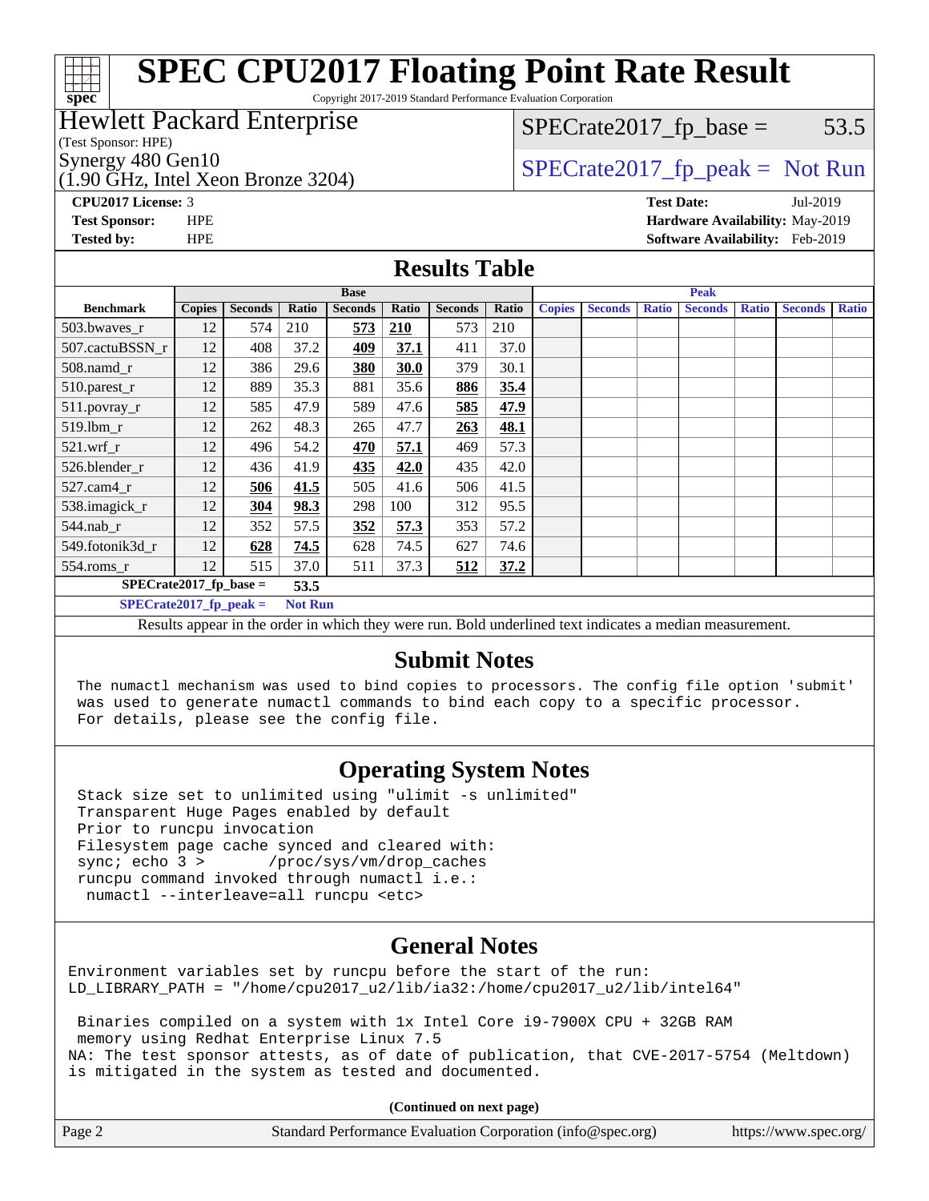# SPEC CPU2017 Floating Point Rate Result

Copyright 2017-2019 Standard Performance Evaluation Corporation

**Hewlett Packard Enterprise**
(Test Sponsor: HPE)
Synergy 480 Gen10
(1.90 GHz, Intel Xeon Bronze 3204)

SPECrate2017_fp_base = 53.5

SPECrate2017_fp_peak = Not Run

**CPU2017 License:** 3
**Test Sponsor:** HPE
**Tested by:** HPE

**Test Date:** Jul-2019
**Hardware Availability:** May-2019
**Software Availability:** Feb-2019

## Results Table

| Benchmark | Base | | | | | | | Peak | | | | | | |
|---|---|---|---|---|---|---|---|---|---|---|---|---|---|---|
| | Copies | Seconds | Ratio | Seconds | Ratio | Seconds | Ratio | Copies | Seconds | Ratio | Seconds | Ratio | Seconds | Ratio |
| 503.bwaves_r | 12 | 574 | 210 | **573** | **210** | 573 | 210 | | | | | | | |
| 507.cactuBSSN_r | 12 | 408 | 37.2 | **409** | **37.1** | 411 | 37.0 | | | | | | | |
| 508.namd_r | 12 | 386 | 29.6 | **380** | **30.0** | 379 | 30.1 | | | | | | | |
| 510.parest_r | 12 | 889 | 35.3 | 881 | 35.6 | **886** | **35.4** | | | | | | | |
| 511.povray_r | 12 | 585 | 47.9 | 589 | 47.6 | **585** | **47.9** | | | | | | | |
| 519.lbm_r | 12 | 262 | 48.3 | 265 | 47.7 | **263** | **48.1** | | | | | | | |
| 521.wrf_r | 12 | 496 | 54.2 | **470** | **57.1** | 469 | 57.3 | | | | | | | |
| 526.blender_r | 12 | 436 | 41.9 | **435** | **42.0** | 435 | 42.0 | | | | | | | |
| 527.cam4_r | 12 | **506** | **41.5** | 505 | 41.6 | 506 | 41.5 | | | | | | | |
| 538.imagick_r | 12 | **304** | **98.3** | 298 | 100 | 312 | 95.5 | | | | | | | |
| 544.nab_r | 12 | 352 | 57.5 | **352** | **57.3** | 353 | 57.2 | | | | | | | |
| 549.fotonik3d_r | 12 | **628** | **74.5** | 628 | 74.5 | 627 | 74.6 | | | | | | | |
| 554.roms_r | 12 | 515 | 37.0 | 511 | 37.3 | **512** | **37.2** | | | | | | | |

**SPECrate2017_fp_base = 53.5**

**SPECrate2017_fp_peak = Not Run**

Results appear in the order in which they were run. Bold underlined text indicates a median measurement.

## Submit Notes

```
The numactl mechanism was used to bind copies to processors. The config file option 'submit'
was used to generate numactl commands to bind each copy to a specific processor.
For details, please see the config file.
```

## Operating System Notes

```
Stack size set to unlimited using "ulimit -s unlimited"
Transparent Huge Pages enabled by default
Prior to runcpu invocation
Filesystem page cache synced and cleared with:
sync; echo 3 >       /proc/sys/vm/drop_caches
runcpu command invoked through numactl i.e.:
 numactl --interleave=all runcpu <etc>
```

## General Notes

```
Environment variables set by runcpu before the start of the run:
LD_LIBRARY_PATH = "/home/cpu2017_u2/lib/ia32:/home/cpu2017_u2/lib/intel64"

 Binaries compiled on a system with 1x Intel Core i9-7900X CPU + 32GB RAM
 memory using Redhat Enterprise Linux 7.5
NA: The test sponsor attests, as of date of publication, that CVE-2017-5754 (Meltdown)
is mitigated in the system as tested and documented.
```

**(Continued on next page)**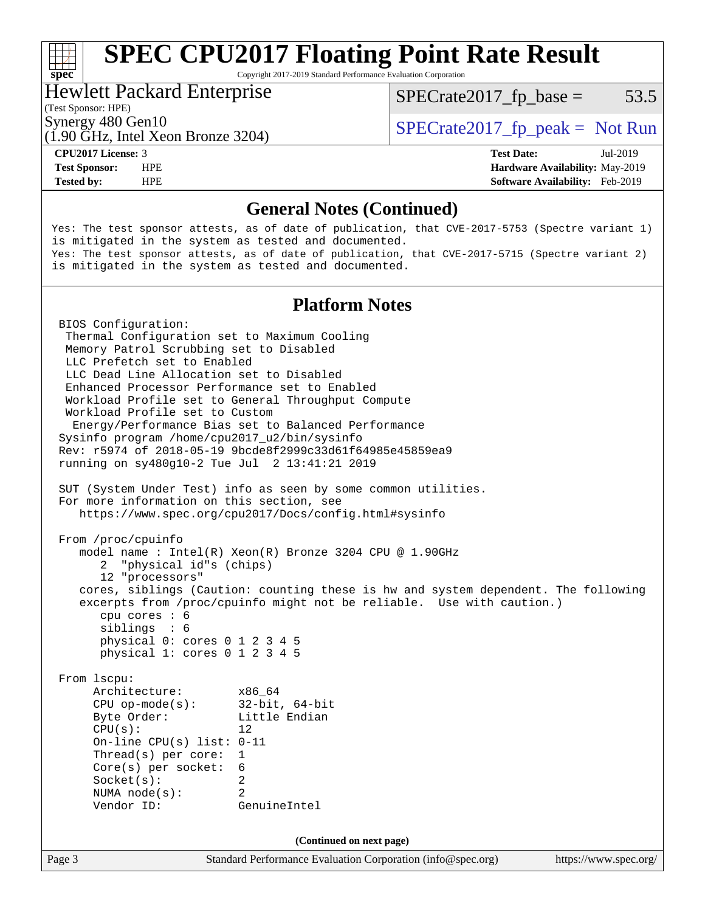## General Notes (Continued)

```
Yes: The test sponsor attests, as of date of publication, that CVE-2017-5753 (Spectre variant 1)
is mitigated in the system as tested and documented.
Yes: The test sponsor attests, as of date of publication, that CVE-2017-5715 (Spectre variant 2)
is mitigated in the system as tested and documented.
```

## Platform Notes

```
BIOS Configuration:
 Thermal Configuration set to Maximum Cooling
 Memory Patrol Scrubbing set to Disabled
 LLC Prefetch set to Enabled
 LLC Dead Line Allocation set to Disabled
 Enhanced Processor Performance set to Enabled
 Workload Profile set to General Throughput Compute
 Workload Profile set to Custom
  Energy/Performance Bias set to Balanced Performance
Sysinfo program /home/cpu2017_u2/bin/sysinfo
Rev: r5974 of 2018-05-19 9bcde8f2999c33d61f64985e45859ea9
running on sy480g10-2 Tue Jul  2 13:41:21 2019

SUT (System Under Test) info as seen by some common utilities.
For more information on this section, see
   https://www.spec.org/cpu2017/Docs/config.html#sysinfo

From /proc/cpuinfo
   model name : Intel(R) Xeon(R) Bronze 3204 CPU @ 1.90GHz
      2  "physical id"s (chips)
      12 "processors"
   cores, siblings (Caution: counting these is hw and system dependent. The following
   excerpts from /proc/cpuinfo might not be reliable.  Use with caution.)
      cpu cores : 6
      siblings  : 6
      physical 0: cores 0 1 2 3 4 5
      physical 1: cores 0 1 2 3 4 5

From lscpu:
     Architecture:        x86_64
     CPU op-mode(s):      32-bit, 64-bit
     Byte Order:          Little Endian
     CPU(s):              12
     On-line CPU(s) list: 0-11
     Thread(s) per core:  1
     Core(s) per socket:  6
     Socket(s):           2
     NUMA node(s):        2
     Vendor ID:           GenuineIntel
```

**(Continued on next page)**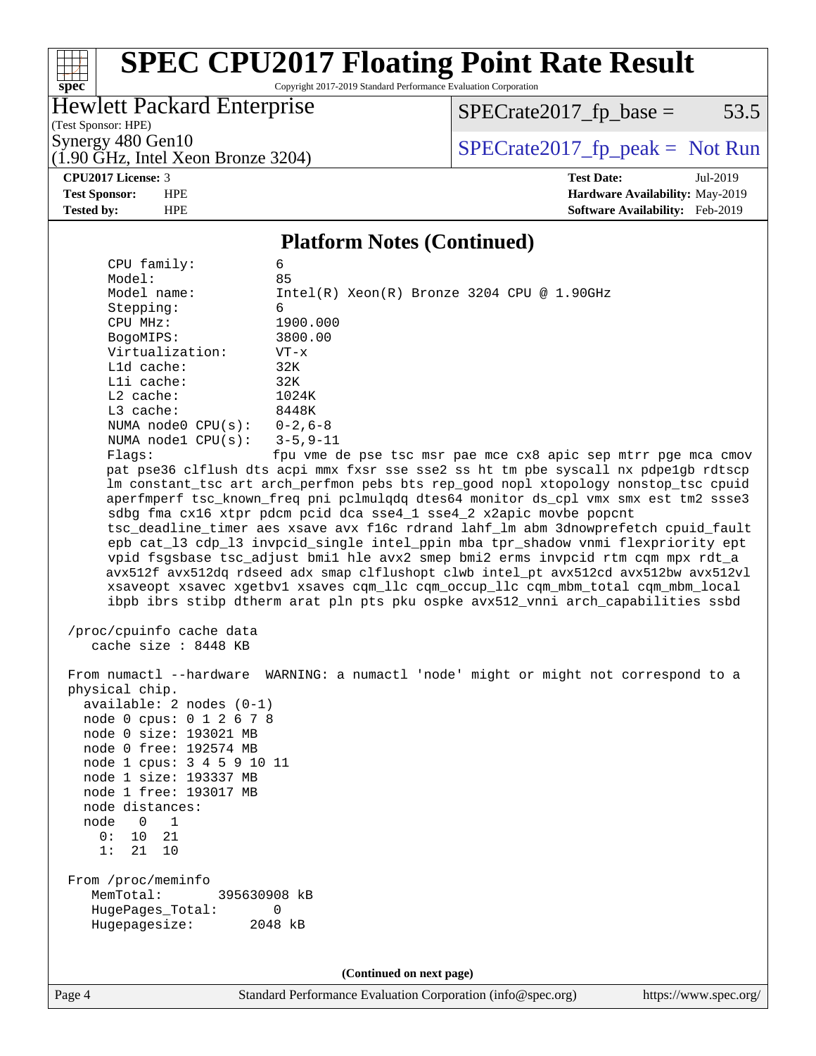# SPEC CPU2017 Floating Point Rate Result

Copyright 2017-2019 Standard Performance Evaluation Corporation

**Hewlett Packard Enterprise**
(Test Sponsor: HPE)
Synergy 480 Gen10
(1.90 GHz, Intel Xeon Bronze 3204)

SPECrate2017_fp_base = 53.5
SPECrate2017_fp_peak = Not Run

**CPU2017 License:** 3
**Test Sponsor:** HPE
**Tested by:** HPE
**Test Date:** Jul-2019
**Hardware Availability:** May-2019
**Software Availability:** Feb-2019

## Platform Notes (Continued)

```
      CPU family:          6
      Model:               85
      Model name:          Intel(R) Xeon(R) Bronze 3204 CPU @ 1.90GHz
      Stepping:            6
      CPU MHz:             1900.000
      BogoMIPS:            3800.00
      Virtualization:      VT-x
      L1d cache:           32K
      L1i cache:           32K
      L2 cache:            1024K
      L3 cache:            8448K
      NUMA node0 CPU(s):   0-2,6-8
      NUMA node1 CPU(s):   3-5,9-11
      Flags:               fpu vme de pse tsc msr pae mce cx8 apic sep mtrr pge mca cmov
      pat pse36 clflush dts acpi mmx fxsr sse sse2 ss ht tm pbe syscall nx pdpe1gb rdtscp
      lm constant_tsc art arch_perfmon pebs bts rep_good nopl xtopology nonstop_tsc cpuid
      aperfmperf tsc_known_freq pni pclmulqdq dtes64 monitor ds_cpl vmx smx est tm2 ssse3
      sdbg fma cx16 xtpr pdcm pcid dca sse4_1 sse4_2 x2apic movbe popcnt
      tsc_deadline_timer aes xsave avx f16c rdrand lahf_lm abm 3dnowprefetch cpuid_fault
      epb cat_l3 cdp_l3 invpcid_single intel_ppin mba tpr_shadow vnmi flexpriority ept
      vpid fsgsbase tsc_adjust bmi1 hle avx2 smep bmi2 erms invpcid rtm cqm mpx rdt_a
      avx512f avx512dq rdseed adx smap clflushopt clwb intel_pt avx512cd avx512bw avx512vl
      xsaveopt xsavec xgetbv1 xsaves cqm_llc cqm_occup_llc cqm_mbm_total cqm_mbm_local
      ibpb ibrs stibp dtherm arat pln pts pku ospke avx512_vnni arch_capabilities ssbd

 /proc/cpuinfo cache data
    cache size : 8448 KB

 From numactl --hardware  WARNING: a numactl 'node' might or might not correspond to a
 physical chip.
   available: 2 nodes (0-1)
   node 0 cpus: 0 1 2 6 7 8
   node 0 size: 193021 MB
   node 0 free: 192574 MB
   node 1 cpus: 3 4 5 9 10 11
   node 1 size: 193337 MB
   node 1 free: 193017 MB
   node distances:
   node   0   1
     0:  10  21
     1:  21  10

 From /proc/meminfo
    MemTotal:       395630908 kB
    HugePages_Total:       0
    Hugepagesize:       2048 kB
```

**(Continued on next page)**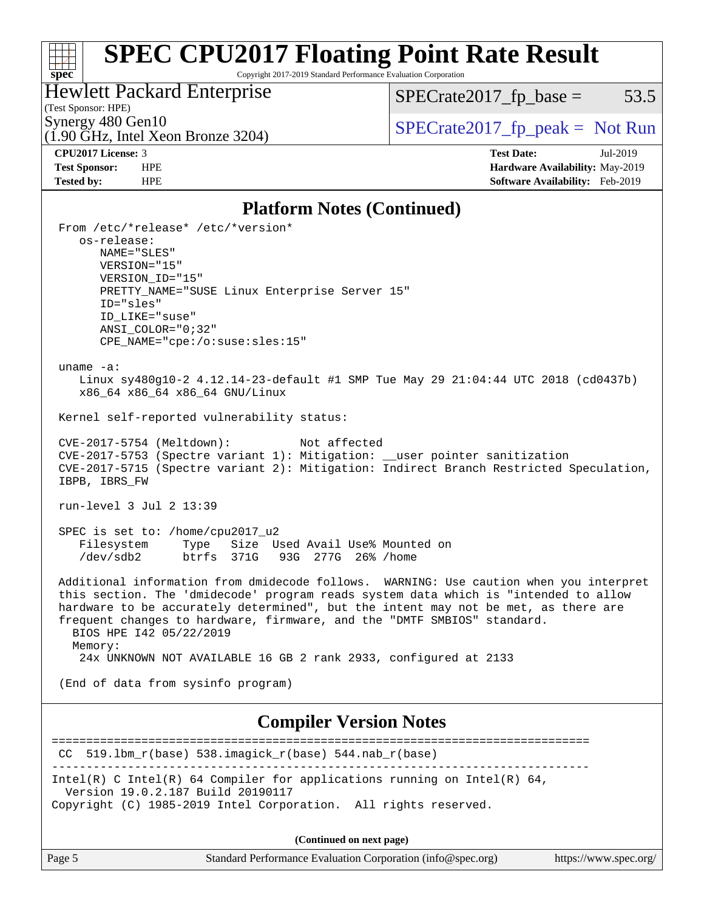## Platform Notes (Continued)

```
From /etc/*release* /etc/*version*
   os-release:
      NAME="SLES"
      VERSION="15"
      VERSION_ID="15"
      PRETTY_NAME="SUSE Linux Enterprise Server 15"
      ID="sles"
      ID_LIKE="suse"
      ANSI_COLOR="0;32"
      CPE_NAME="cpe:/o:suse:sles:15"

uname -a:
   Linux sy480g10-2 4.12.14-23-default #1 SMP Tue May 29 21:04:44 UTC 2018 (cd0437b)
   x86_64 x86_64 x86_64 GNU/Linux

Kernel self-reported vulnerability status:

CVE-2017-5754 (Meltdown):          Not affected
CVE-2017-5753 (Spectre variant 1): Mitigation: __user pointer sanitization
CVE-2017-5715 (Spectre variant 2): Mitigation: Indirect Branch Restricted Speculation,
IBPB, IBRS_FW

run-level 3 Jul 2 13:39

SPEC is set to: /home/cpu2017_u2
   Filesystem     Type   Size  Used Avail Use% Mounted on
   /dev/sdb2      btrfs  371G   93G  277G  26% /home

Additional information from dmidecode follows.  WARNING: Use caution when you interpret
this section. The 'dmidecode' program reads system data which is "intended to allow
hardware to be accurately determined", but the intent may not be met, as there are
frequent changes to hardware, firmware, and the "DMTF SMBIOS" standard.
  BIOS HPE I42 05/22/2019
  Memory:
   24x UNKNOWN NOT AVAILABLE 16 GB 2 rank 2933, configured at 2133

(End of data from sysinfo program)
```

## Compiler Version Notes

```
==============================================================================
 CC  519.lbm_r(base) 538.imagick_r(base) 544.nab_r(base)
------------------------------------------------------------------------------
Intel(R) C Intel(R) 64 Compiler for applications running on Intel(R) 64,
  Version 19.0.2.187 Build 20190117
Copyright (C) 1985-2019 Intel Corporation.  All rights reserved.
```

(Continued on next page)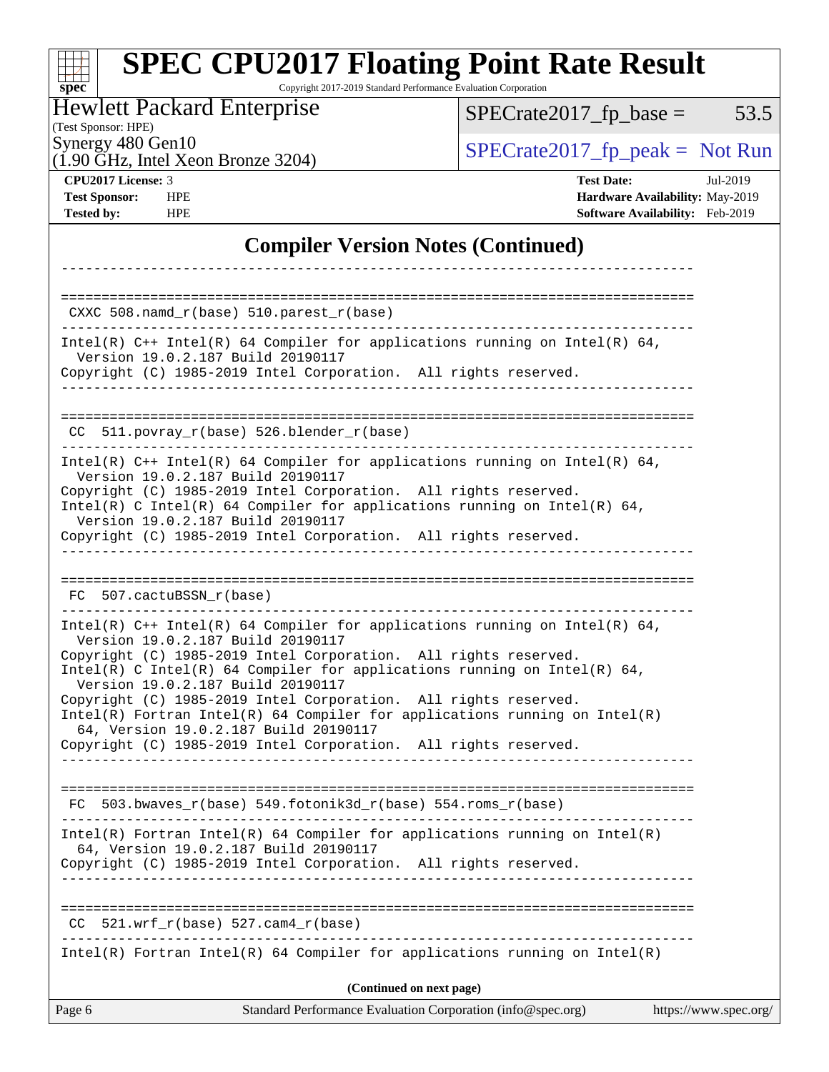## Compiler Version Notes (Continued)

```
------------------------------------------------------------------------------

==============================================================================
 CXXC 508.namd_r(base) 510.parest_r(base)
------------------------------------------------------------------------------
Intel(R) C++ Intel(R) 64 Compiler for applications running on Intel(R) 64,
  Version 19.0.2.187 Build 20190117
Copyright (C) 1985-2019 Intel Corporation.  All rights reserved.
------------------------------------------------------------------------------

==============================================================================
 CC  511.povray_r(base) 526.blender_r(base)
------------------------------------------------------------------------------
Intel(R) C++ Intel(R) 64 Compiler for applications running on Intel(R) 64,
  Version 19.0.2.187 Build 20190117
Copyright (C) 1985-2019 Intel Corporation.  All rights reserved.
Intel(R) C Intel(R) 64 Compiler for applications running on Intel(R) 64,
  Version 19.0.2.187 Build 20190117
Copyright (C) 1985-2019 Intel Corporation.  All rights reserved.
------------------------------------------------------------------------------

==============================================================================
 FC  507.cactuBSSN_r(base)
------------------------------------------------------------------------------
Intel(R) C++ Intel(R) 64 Compiler for applications running on Intel(R) 64,
  Version 19.0.2.187 Build 20190117
Copyright (C) 1985-2019 Intel Corporation.  All rights reserved.
Intel(R) C Intel(R) 64 Compiler for applications running on Intel(R) 64,
  Version 19.0.2.187 Build 20190117
Copyright (C) 1985-2019 Intel Corporation.  All rights reserved.
Intel(R) Fortran Intel(R) 64 Compiler for applications running on Intel(R)
  64, Version 19.0.2.187 Build 20190117
Copyright (C) 1985-2019 Intel Corporation.  All rights reserved.
------------------------------------------------------------------------------

==============================================================================
 FC  503.bwaves_r(base) 549.fotonik3d_r(base) 554.roms_r(base)
------------------------------------------------------------------------------
Intel(R) Fortran Intel(R) 64 Compiler for applications running on Intel(R)
  64, Version 19.0.2.187 Build 20190117
Copyright (C) 1985-2019 Intel Corporation.  All rights reserved.
------------------------------------------------------------------------------

==============================================================================
 CC  521.wrf_r(base) 527.cam4_r(base)
------------------------------------------------------------------------------
Intel(R) Fortran Intel(R) 64 Compiler for applications running on Intel(R)
```

**(Continued on next page)**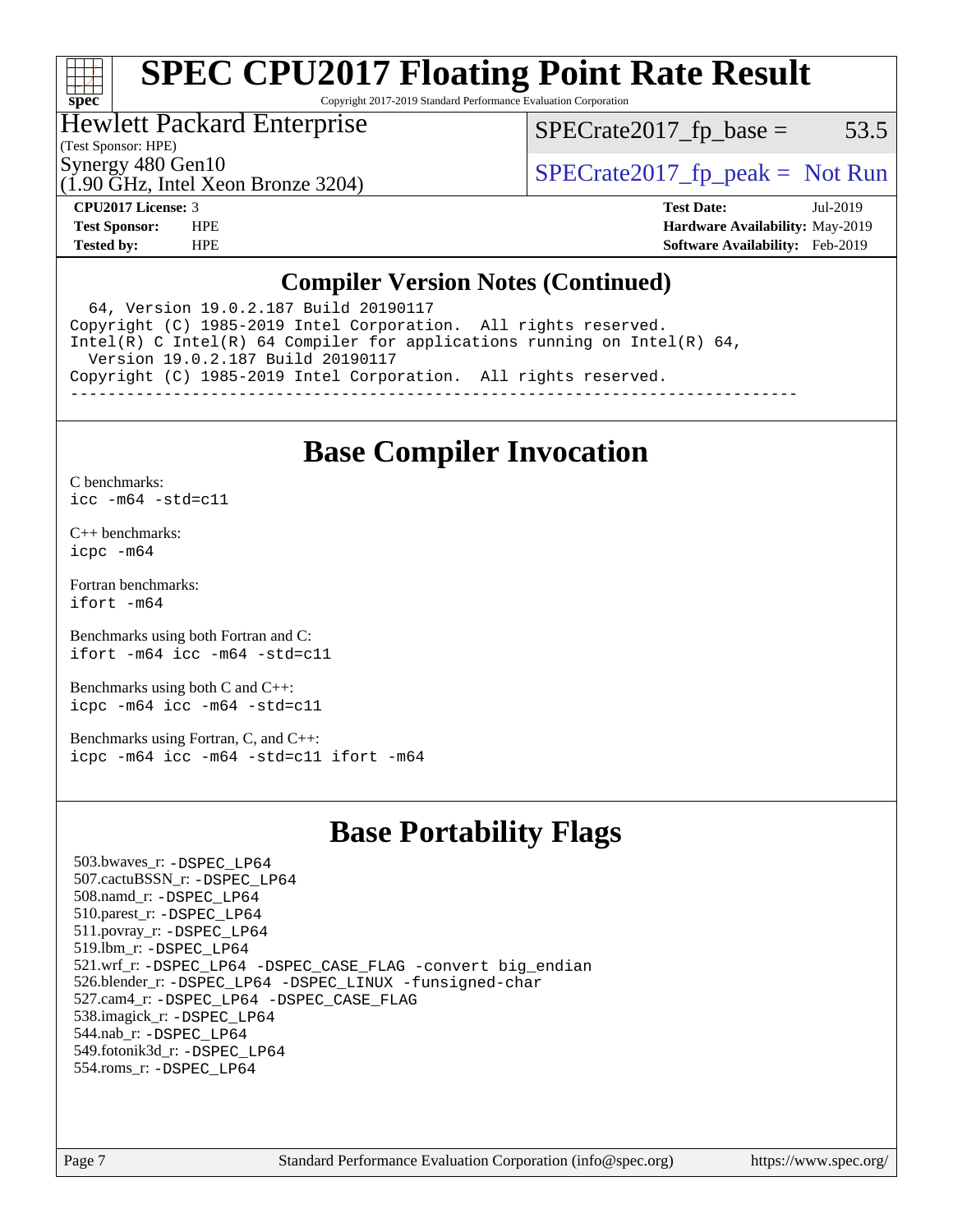## Compiler Version Notes (Continued)

```
  64, Version 19.0.2.187 Build 20190117
Copyright (C) 1985-2019 Intel Corporation.  All rights reserved.
Intel(R) C Intel(R) 64 Compiler for applications running on Intel(R) 64,
  Version 19.0.2.187 Build 20190117
Copyright (C) 1985-2019 Intel Corporation.  All rights reserved.
------------------------------------------------------------------------------
```

## Base Compiler Invocation

C benchmarks:
`icc -m64 -std=c11`

C++ benchmarks:
`icpc -m64`

Fortran benchmarks:
`ifort -m64`

Benchmarks using both Fortran and C:
`ifort -m64 icc -m64 -std=c11`

Benchmarks using both C and C++:
`icpc -m64 icc -m64 -std=c11`

Benchmarks using Fortran, C, and C++:
`icpc -m64 icc -m64 -std=c11 ifort -m64`

## Base Portability Flags

503.bwaves_r: `-DSPEC_LP64`
507.cactuBSSN_r: `-DSPEC_LP64`
508.namd_r: `-DSPEC_LP64`
510.parest_r: `-DSPEC_LP64`
511.povray_r: `-DSPEC_LP64`
519.lbm_r: `-DSPEC_LP64`
521.wrf_r: `-DSPEC_LP64 -DSPEC_CASE_FLAG -convert big_endian`
526.blender_r: `-DSPEC_LP64 -DSPEC_LINUX -funsigned-char`
527.cam4_r: `-DSPEC_LP64 -DSPEC_CASE_FLAG`
538.imagick_r: `-DSPEC_LP64`
544.nab_r: `-DSPEC_LP64`
549.fotonik3d_r: `-DSPEC_LP64`
554.roms_r: `-DSPEC_LP64`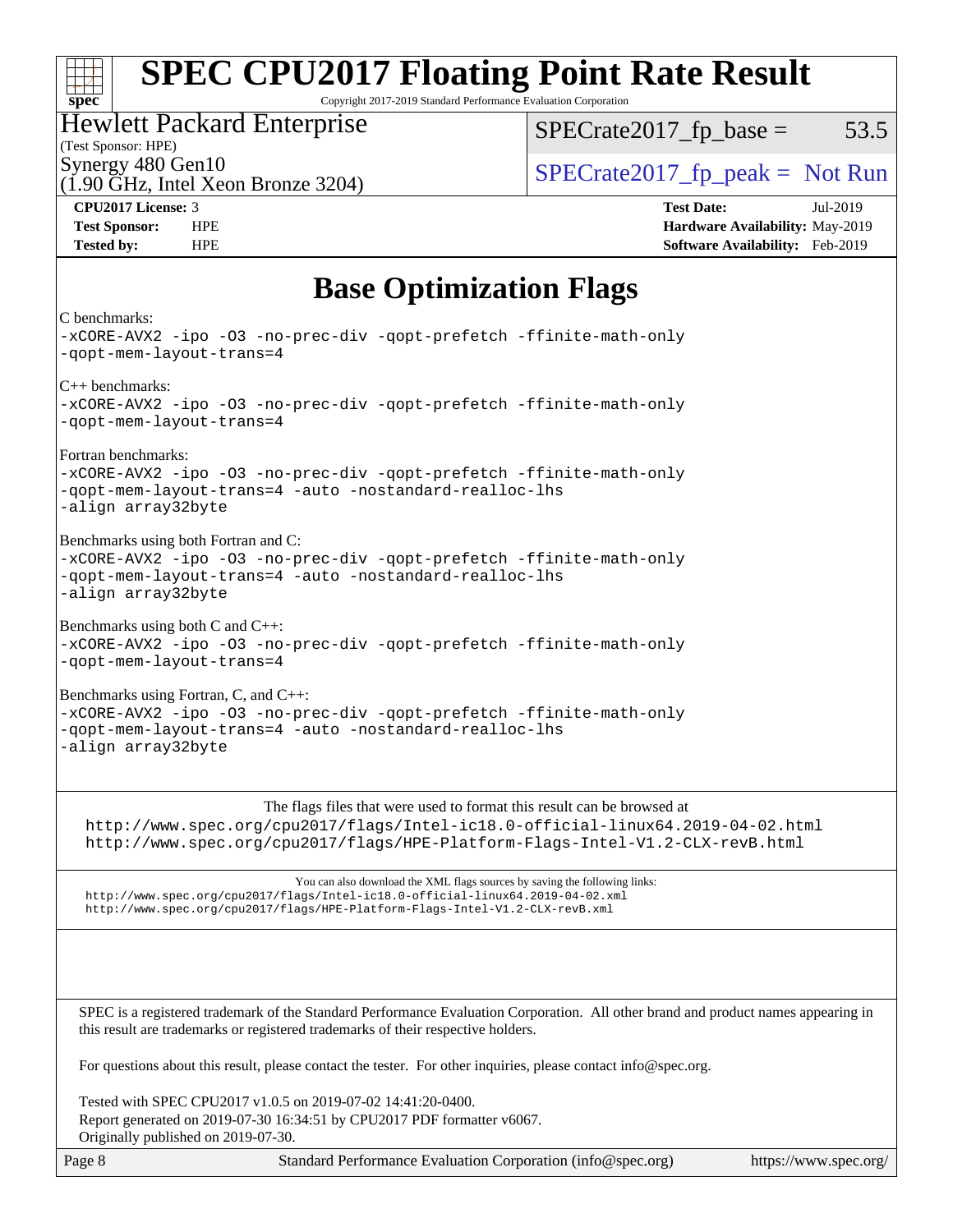# SPEC CPU2017 Floating Point Rate Result

Copyright 2017-2019 Standard Performance Evaluation Corporation

**Hewlett Packard Enterprise**
(Test Sponsor: HPE)
Synergy 480 Gen10
(1.90 GHz, Intel Xeon Bronze 3204)

SPECrate2017_fp_base = 53.5

SPECrate2017_fp_peak = Not Run

| | | | |
|---|---|---|---|
| **CPU2017 License:** | 3 | **Test Date:** | Jul-2019 |
| **Test Sponsor:** | HPE | **Hardware Availability:** | May-2019 |
| **Tested by:** | HPE | **Software Availability:** | Feb-2019 |

## Base Optimization Flags

C benchmarks:

```
-xCORE-AVX2 -ipo -O3 -no-prec-div -qopt-prefetch -ffinite-math-only
-qopt-mem-layout-trans=4
```

C++ benchmarks:

```
-xCORE-AVX2 -ipo -O3 -no-prec-div -qopt-prefetch -ffinite-math-only
-qopt-mem-layout-trans=4
```

Fortran benchmarks:

```
-xCORE-AVX2 -ipo -O3 -no-prec-div -qopt-prefetch -ffinite-math-only
-qopt-mem-layout-trans=4 -auto -nostandard-realloc-lhs
-align array32byte
```

Benchmarks using both Fortran and C:

```
-xCORE-AVX2 -ipo -O3 -no-prec-div -qopt-prefetch -ffinite-math-only
-qopt-mem-layout-trans=4 -auto -nostandard-realloc-lhs
-align array32byte
```

Benchmarks using both C and C++:

```
-xCORE-AVX2 -ipo -O3 -no-prec-div -qopt-prefetch -ffinite-math-only
-qopt-mem-layout-trans=4
```

Benchmarks using Fortran, C, and C++:

```
-xCORE-AVX2 -ipo -O3 -no-prec-div -qopt-prefetch -ffinite-math-only
-qopt-mem-layout-trans=4 -auto -nostandard-realloc-lhs
-align array32byte
```

The flags files that were used to format this result can be browsed at
http://www.spec.org/cpu2017/flags/Intel-ic18.0-official-linux64.2019-04-02.html
http://www.spec.org/cpu2017/flags/HPE-Platform-Flags-Intel-V1.2-CLX-revB.html

You can also download the XML flags sources by saving the following links:
http://www.spec.org/cpu2017/flags/Intel-ic18.0-official-linux64.2019-04-02.xml
http://www.spec.org/cpu2017/flags/HPE-Platform-Flags-Intel-V1.2-CLX-revB.xml

SPEC is a registered trademark of the Standard Performance Evaluation Corporation. All other brand and product names appearing in this result are trademarks or registered trademarks of their respective holders.

For questions about this result, please contact the tester. For other inquiries, please contact info@spec.org.

Tested with SPEC CPU2017 v1.0.5 on 2019-07-02 14:41:20-0400.
Report generated on 2019-07-30 16:34:51 by CPU2017 PDF formatter v6067.
Originally published on 2019-07-30.